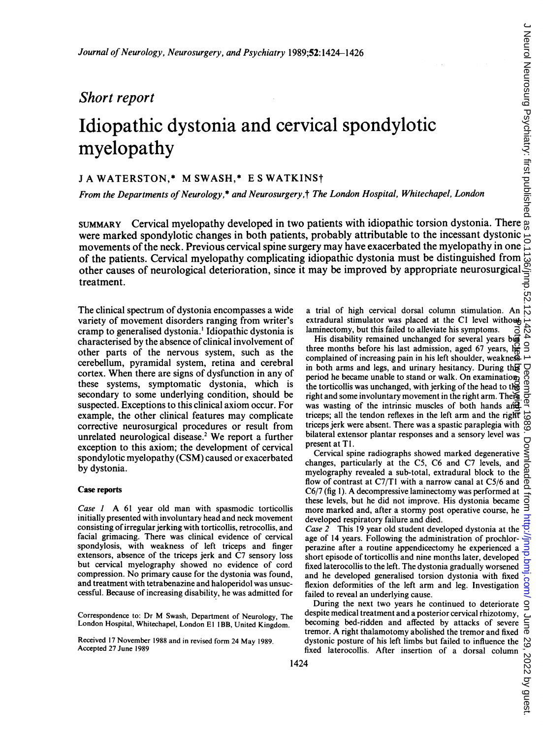## Short report

# Idiopathic dystonia and cervical spondylotic myelopathy

J A WATERSTON,* M SWASH,* E S WATKINS†

*From the Departments of Neurology,* and Neurosurgery,† The London Hospital, Whitechapel, London*

SUMMARY Cervical myelopathy developed in two patients with idiopathic torsion dystonia. There were marked spondylotic changes in both patients, probably attributable to the incessant dystonic movements of the neck. Previous cervical spine surgery may have exacerbated the myelopathy in one of the patients. Cervical myelopathy complicating idiopathic dystonia must be distinguished from other causes of neurological deterioration, since it may be improved by appropriate neurosurgical treatment.

The clinical spectrum of dystonia encompasses a wide variety of movement disorders ranging from writer's cramp to generalised dystonia.[1] Idiopathic dystonia is characterised by the absence of clinical involvement of other parts of the nervous system, such as the cerebellum, pyramidal system, retina and cerebral cortex. When there are signs of dysfunction in any of these systems, symptomatic dystonia, which is secondary to some underlying condition, should be suspected. Exceptions to this clinical axiom occur. For example, the other clinical features may complicate corrective neurosurgical procedures or result from unrelated neurological disease.[2] We report a further exception to this axiom; the development of cervical spondylotic myelopathy (CSM) caused or exacerbated by dystonia.

### Case reports

*Case 1* A 61 year old man with spasmodic torticollis initially presented with involuntary head and neck movement consisting of irregular jerking with torticollis, retrocollis, and facial grimacing. There was clinical evidence of cervical spondylosis, with weakness of left triceps and finger extensors, absence of the triceps jerk and C7 sensory loss but cervical myelography showed no evidence of cord compression. No primary cause for the dystonia was found, and treatment with tetrabenazine and haloperidol was unsuccessful. Because of increasing disability, he was admitted for a trial of high cervical dorsal column stimulation. An extradural stimulator was placed at the C1 level without laminectomy, but this failed to alleviate his symptoms.

His disability remained unchanged for several years but three months before his last admission, aged 67 years, he complained of increasing pain in his left shoulder, weakness in both arms and legs, and urinary hesitancy. During this period he became unable to stand or walk. On examination, the torticollis was unchanged, with jerking of the head to the right and some involuntary movement in the right arm. There was wasting of the intrinsic muscles of both hands and triceps; all the tendon reflexes in the left arm and the right triceps jerk were absent. There was a spastic paraplegia with bilateral extensor plantar responses and a sensory level was present at T1.

Cervical spine radiographs showed marked degenerative changes, particularly at the C5, C6 and C7 levels, and myelography revealed a sub-total, extradural block to the flow of contrast at C7/T1 with a narrow canal at C5/6 and C6/7 (fig 1). A decompressive laminectomy was performed at these levels, but he did not improve. His dystonia became more marked and, after a stormy post operative course, he developed respiratory failure and died.

*Case 2* This 19 year old student developed dystonia at the age of 14 years. Following the administration of prochlorperazine after a routine appendicectomy he experienced a short episode of torticollis and nine months later, developed fixed laterocollis to the left. The dystonia gradually worsened and he developed generalised torsion dystonia with fixed flexion deformities of the left arm and leg. Investigation failed to reveal an underlying cause.

During the next two years he continued to deteriorate despite medical treatment and a posterior cervical rhizotomy, becoming bed-ridden and affected by attacks of severe tremor. A right thalamotomy abolished the tremor and fixed dystonic posture of his left limbs but failed to influence the fixed laterocollis. After insertion of a dorsal column

Correspondence to: Dr M Swash, Department of Neurology, The London Hospital, Whitechapel, London E1 1BB, United Kingdom.

Received 17 November 1988 and in revised form 24 May 1989. Accepted 27 June 1989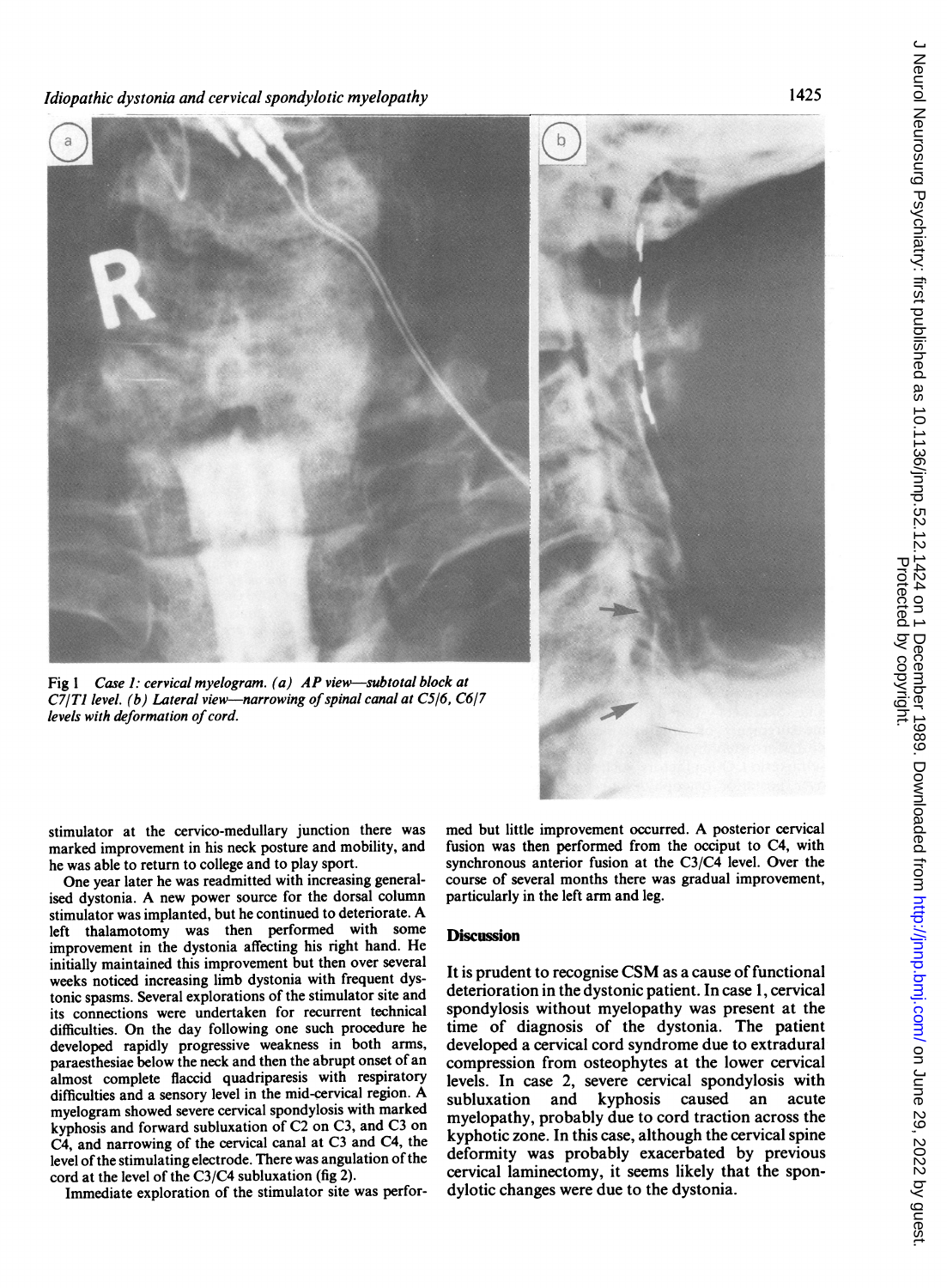Fig 1 *Case 1: cervical myelogram. (a) AP view—subtotal block at C7/T1 level. (b) Lateral view—narrowing of spinal canal at C5/6, C6/7 levels with deformation of cord.*

stimulator at the cervico-medullary junction there was marked improvement in his neck posture and mobility, and he was able to return to college and to play sport.

One year later he was readmitted with increasing generalised dystonia. A new power source for the dorsal column stimulator was implanted, but he continued to deteriorate. A left thalamotomy was then performed with some improvement in the dystonia affecting his right hand. He initially maintained this improvement but then over several weeks noticed increasing limb dystonia with frequent dystonic spasms. Several explorations of the stimulator site and its connections were undertaken for recurrent technical difficulties. On the day following one such procedure he developed rapidly progressive weakness in both arms, paraesthesiae below the neck and then the abrupt onset of an almost complete flaccid quadriparesis with respiratory difficulties and a sensory level in the mid-cervical region. A myelogram showed severe cervical spondylosis with marked kyphosis and forward subluxation of C2 on C3, and C3 on C4, and narrowing of the cervical canal at C3 and C4, the level of the stimulating electrode. There was angulation of the cord at the level of the C3/C4 subluxation (fig 2).

Immediate exploration of the stimulator site was performed but little improvement occurred. A posterior cervical fusion was then performed from the occiput to C4, with synchronous anterior fusion at the C3/C4 level. Over the course of several months there was gradual improvement, particularly in the left arm and leg.

## Discussion

It is prudent to recognise CSM as a cause of functional deterioration in the dystonic patient. In case 1, cervical spondylosis without myelopathy was present at the time of diagnosis of the dystonia. The patient developed a cervical cord syndrome due to extradural compression from osteophytes at the lower cervical levels. In case 2, severe cervical spondylosis with subluxation and kyphosis caused an acute myelopathy, probably due to cord traction across the kyphotic zone. In this case, although the cervical spine deformity was probably exacerbated by previous cervical laminectomy, it seems likely that the spondylotic changes were due to the dystonia.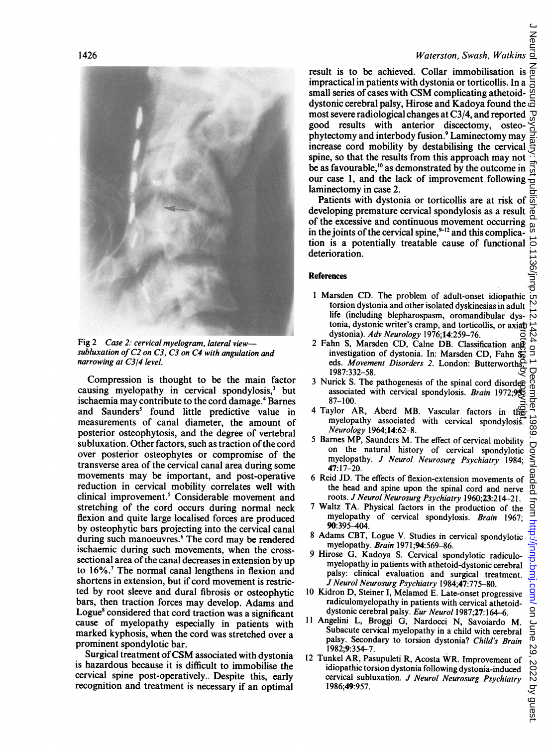Fig 2 *Case 2: cervical myelogram, lateral view—subluxation of C2 on C3, C3 on C4 with angulation and narrowing at C3/4 level.*

Compression is thought to be the main factor causing myelopathy in cervical spondylosis,[3] but ischaemia may contribute to the cord damage.[4] Barnes and Saunders[5] found little predictive value in measurements of canal diameter, the amount of posterior osteophytosis, and the degree of vertebral subluxation. Other factors, such as traction of the cord over posterior osteophytes or compromise of the transverse area of the cervical canal area during some movements may be important, and post-operative reduction in cervical mobility correlates well with clinical improvement.[5] Considerable movement and stretching of the cord occurs during normal neck flexion and quite large localised forces are produced by osteophytic bars projecting into the cervical canal during such manoeuvres.[6] The cord may be rendered ischaemic during such movements, when the cross-sectional area of the canal decreases in extension by up to 16%.[7] The normal canal lengthens in flexion and shortens in extension, but if cord movement is restricted by root sleeve and dural fibrosis or osteophytic bars, then traction forces may develop. Adams and Logue[8] considered that cord traction was a significant cause of myelopathy especially in patients with marked kyphosis, when the cord was stretched over a prominent spondylotic bar.

Surgical treatment of CSM associated with dystonia is hazardous because it is difficult to immobilise the cervical spine post-operatively.. Despite this, early recognition and treatment is necessary if an optimal result is to be achieved. Collar immobilisation is impractical in patients with dystonia or torticollis. In a small series of cases with CSM complicating athetoid-dystonic cerebral palsy, Hirose and Kadoya found the most severe radiological changes at C3/4, and reported good results with anterior discectomy, osteophytectomy and interbody fusion.[9] Laminectomy may increase cord mobility by destabilising the cervical spine, so that the results from this approach may not be as favourable,[10] as demonstrated by the outcome in our case 1, and the lack of improvement following laminectomy in case 2.

Patients with dystonia or torticollis are at risk of developing premature cervical spondylosis as a result of the excessive and continuous movement occurring in the joints of the cervical spine,[9–12] and this complication is a potentially treatable cause of functional deterioration.

## References

1 Marsden CD. The problem of adult-onset idiopathic torsion dystonia and other isolated dyskinesias in adult life (including blepharospasm, oromandibular dystonia, dystonic writer's cramp, and torticollis, or axial dystonia). *Adv Neurology* 1976;**14**:259–76.

2 Fahn S, Marsden CD, Calne DB. Classification and investigation of dystonia. In: Marsden CD, Fahn S, eds. *Movement Disorders 2*. London: Butterworths, 1987:332–58.

3 Nurick S. The pathogenesis of the spinal cord disorder associated with cervical spondylosis. *Brain* 1972;**95**:87–100.

4 Taylor AR, Aberd MB. Vascular factors in the myelopathy associated with cervical spondylosis. *Neurology* 1964;**14**:62–8.

5 Barnes MP, Saunders M. The effect of cervical mobility on the natural history of cervical spondylotic myelopathy. *J Neurol Neurosurg Psychiatry* 1984; **47**:17–20.

6 Reid JD. The effects of flexion-extension movements of the head and spine upon the spinal cord and nerve roots. *J Neurol Neurosurg Psychiatry* 1960;**23**:214–21.

7 Waltz TA. Physical factors in the production of the myelopathy of cervical spondylosis. *Brain* 1967; **90**:395–404.

8 Adams CBT, Logue V. Studies in cervical spondylotic myelopathy. *Brain* 1971;**94**:569–86.

9 Hirose G, Kadoya S. Cervical spondylotic radiculomyelopathy in patients with athetoid-dystonic cerebral palsy: clinical evaluation and surgical treatment. *J Neurol Neurosurg Psychiatry* 1984;**47**:775–80.

10 Kidron D, Steiner I, Melamed E. Late-onset progressive radiculomyelopathy in patients with cervical athetoid-dystonic cerebral palsy. *Eur Neurol* 1987;**27**:164–6.

11 Angelini L, Broggi G, Nardocci N, Savoiardo M. Subacute cervical myelopathy in a child with cerebral palsy. Secondary to torsion dystonia? *Child's Brain* 1982;**9**:354–7.

12 Tunkel AR, Pasupuleti R, Acosta WR. Improvement of idiopathic torsion dystonia following dystonia-induced cervical subluxation. *J Neurol Neurosurg Psychiatry* 1986;**49**:957.